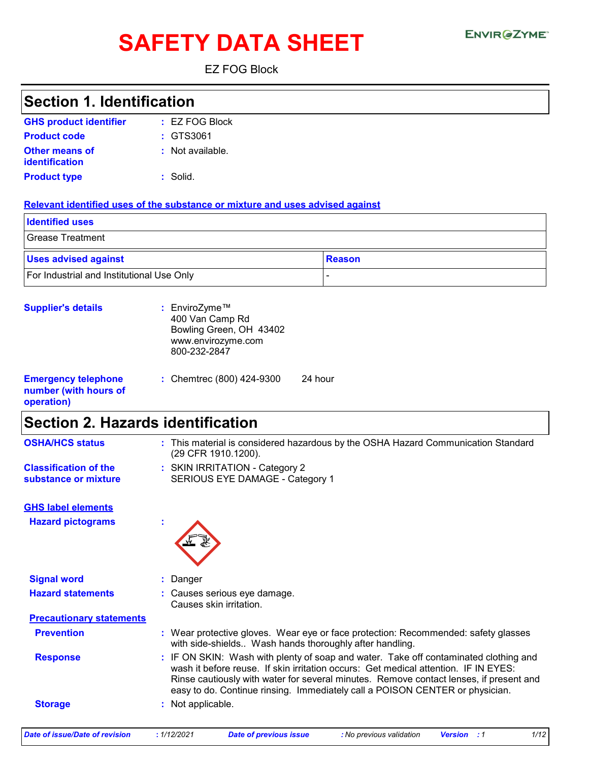# SAFETY DATA SHEET

ENVIROZYME™

EZ FOG Block

## Section 1. Identification

**GHS product identifier** : EZ FOG Block

**Product code** : GTS3061

**Other means of identification** : Not available.

**Product type** : Solid.

**Relevant identified uses of the substance or mixture and uses advised against**

| Identified uses | |
|---|---|
| Grease Treatment | |

| Uses advised against | Reason |
|---|---|
| For Industrial and Institutional Use Only | - |

**Supplier's details** : EnviroZyme™
400 Van Camp Rd
Bowling Green, OH 43402
www.envirozyme.com
800-232-2847

**Emergency telephone number (with hours of operation)** : Chemtrec (800) 424-9300 24 hour

## Section 2. Hazards identification

**OSHA/HCS status** : This material is considered hazardous by the OSHA Hazard Communication Standard (29 CFR 1910.1200).

**Classification of the substance or mixture** : SKIN IRRITATION - Category 2
SERIOUS EYE DAMAGE - Category 1

**GHS label elements**

**Hazard pictograms** :

**Signal word** : Danger

**Hazard statements** : Causes serious eye damage.
Causes skin irritation.

**Precautionary statements**

**Prevention** : Wear protective gloves. Wear eye or face protection: Recommended: safety glasses with side-shields.. Wash hands thoroughly after handling.

**Response** : IF ON SKIN: Wash with plenty of soap and water. Take off contaminated clothing and wash it before reuse. If skin irritation occurs: Get medical attention. IF IN EYES: Rinse cautiously with water for several minutes. Remove contact lenses, if present and easy to do. Continue rinsing. Immediately call a POISON CENTER or physician.

**Storage** : Not applicable.

*Date of issue/Date of revision* : 1/12/2021 *Date of previous issue* : No previous validation *Version* : 1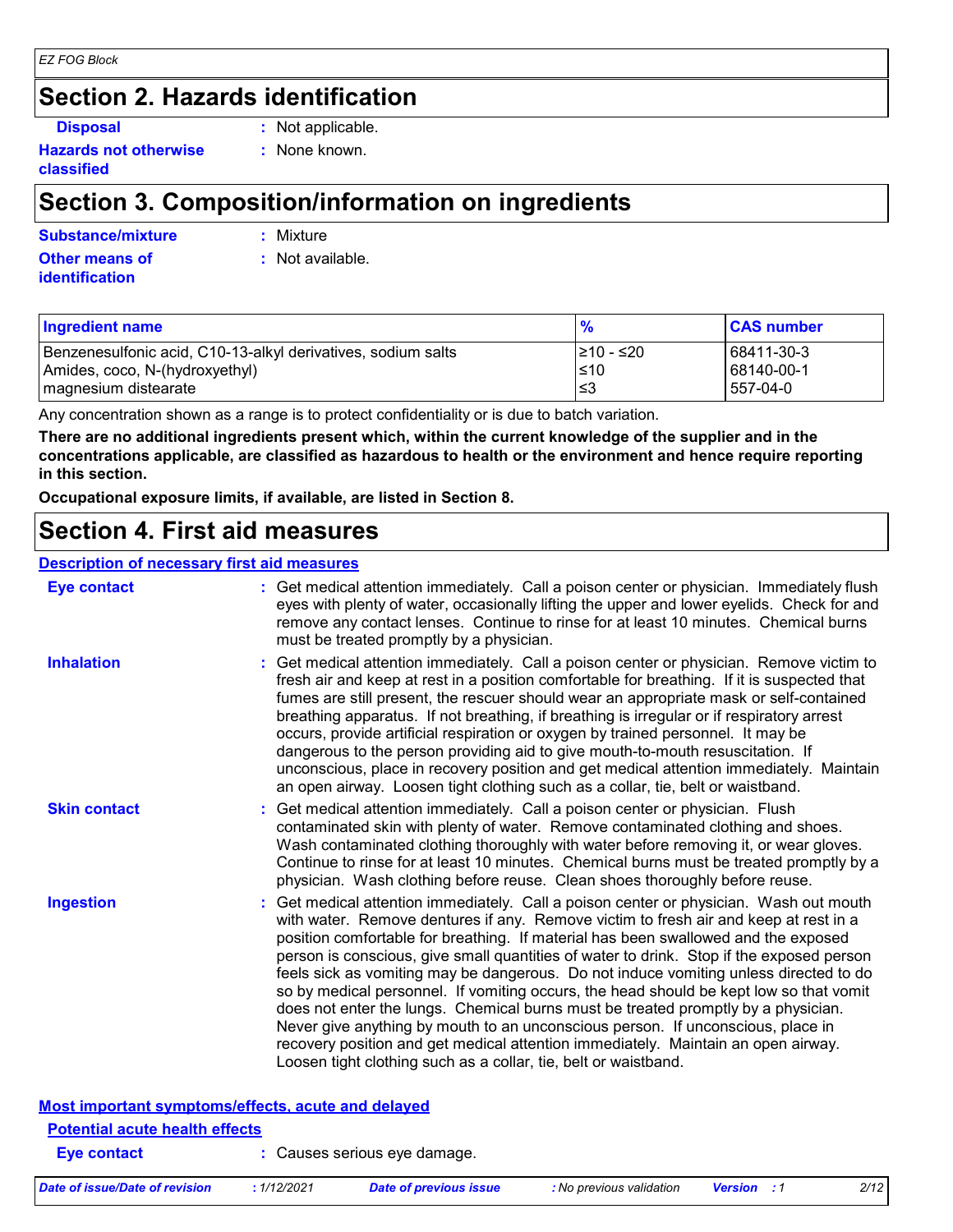## Section 2. Hazards identification

**Disposal** : Not applicable.

**Hazards not otherwise classified** : None known.

## Section 3. Composition/information on ingredients

**Substance/mixture** : Mixture

**Other means of identification** : Not available.

| Ingredient name | % | CAS number |
|---|---|---|
| Benzenesulfonic acid, C10-13-alkyl derivatives, sodium salts | ≥10 - ≤20 | 68411-30-3 |
| Amides, coco, N-(hydroxyethyl) | ≤10 | 68140-00-1 |
| magnesium distearate | ≤3 | 557-04-0 |

Any concentration shown as a range is to protect confidentiality or is due to batch variation.

**There are no additional ingredients present which, within the current knowledge of the supplier and in the concentrations applicable, are classified as hazardous to health or the environment and hence require reporting in this section.**

**Occupational exposure limits, if available, are listed in Section 8.**

## Section 4. First aid measures

### Description of necessary first aid measures

**Eye contact** : Get medical attention immediately. Call a poison center or physician. Immediately flush eyes with plenty of water, occasionally lifting the upper and lower eyelids. Check for and remove any contact lenses. Continue to rinse for at least 10 minutes. Chemical burns must be treated promptly by a physician.

**Inhalation** : Get medical attention immediately. Call a poison center or physician. Remove victim to fresh air and keep at rest in a position comfortable for breathing. If it is suspected that fumes are still present, the rescuer should wear an appropriate mask or self-contained breathing apparatus. If not breathing, if breathing is irregular or if respiratory arrest occurs, provide artificial respiration or oxygen by trained personnel. It may be dangerous to the person providing aid to give mouth-to-mouth resuscitation. If unconscious, place in recovery position and get medical attention immediately. Maintain an open airway. Loosen tight clothing such as a collar, tie, belt or waistband.

**Skin contact** : Get medical attention immediately. Call a poison center or physician. Flush contaminated skin with plenty of water. Remove contaminated clothing and shoes. Wash contaminated clothing thoroughly with water before removing it, or wear gloves. Continue to rinse for at least 10 minutes. Chemical burns must be treated promptly by a physician. Wash clothing before reuse. Clean shoes thoroughly before reuse.

**Ingestion** : Get medical attention immediately. Call a poison center or physician. Wash out mouth with water. Remove dentures if any. Remove victim to fresh air and keep at rest in a position comfortable for breathing. If material has been swallowed and the exposed person is conscious, give small quantities of water to drink. Stop if the exposed person feels sick as vomiting may be dangerous. Do not induce vomiting unless directed to do so by medical personnel. If vomiting occurs, the head should be kept low so that vomit does not enter the lungs. Chemical burns must be treated promptly by a physician. Never give anything by mouth to an unconscious person. If unconscious, place in recovery position and get medical attention immediately. Maintain an open airway. Loosen tight clothing such as a collar, tie, belt or waistband.

### Most important symptoms/effects, acute and delayed

#### Potential acute health effects

**Eye contact** : Causes serious eye damage.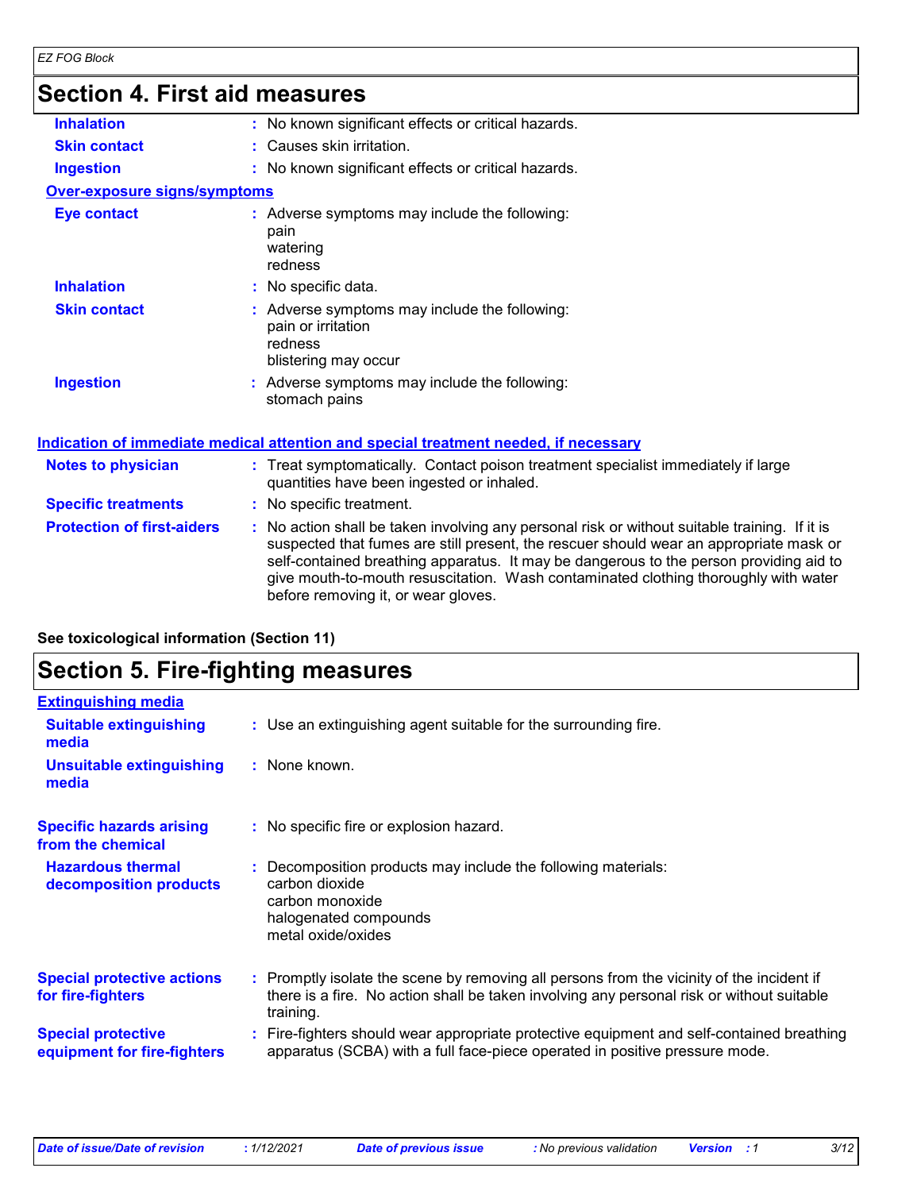## Section 4. First aid measures

| | |
|---|---|
| **Inhalation** | : No known significant effects or critical hazards. |
| **Skin contact** | : Causes skin irritation. |
| **Ingestion** | : No known significant effects or critical hazards. |

**Over-exposure signs/symptoms**

| | |
|---|---|
| **Eye contact** | : Adverse symptoms may include the following:<br>pain<br>watering<br>redness |
| **Inhalation** | : No specific data. |
| **Skin contact** | : Adverse symptoms may include the following:<br>pain or irritation<br>redness<br>blistering may occur |
| **Ingestion** | : Adverse symptoms may include the following:<br>stomach pains |

**Indication of immediate medical attention and special treatment needed, if necessary**

| | |
|---|---|
| **Notes to physician** | : Treat symptomatically. Contact poison treatment specialist immediately if large quantities have been ingested or inhaled. |
| **Specific treatments** | : No specific treatment. |
| **Protection of first-aiders** | : No action shall be taken involving any personal risk or without suitable training. If it is suspected that fumes are still present, the rescuer should wear an appropriate mask or self-contained breathing apparatus. It may be dangerous to the person providing aid to give mouth-to-mouth resuscitation. Wash contaminated clothing thoroughly with water before removing it, or wear gloves. |

**See toxicological information (Section 11)**

## Section 5. Fire-fighting measures

**Extinguishing media**

| | |
|---|---|
| **Suitable extinguishing media** | : Use an extinguishing agent suitable for the surrounding fire. |
| **Unsuitable extinguishing media** | : None known. |
| **Specific hazards arising from the chemical** | : No specific fire or explosion hazard. |
| **Hazardous thermal decomposition products** | : Decomposition products may include the following materials:<br>carbon dioxide<br>carbon monoxide<br>halogenated compounds<br>metal oxide/oxides |
| **Special protective actions for fire-fighters** | : Promptly isolate the scene by removing all persons from the vicinity of the incident if there is a fire. No action shall be taken involving any personal risk or without suitable training. |
| **Special protective equipment for fire-fighters** | : Fire-fighters should wear appropriate protective equipment and self-contained breathing apparatus (SCBA) with a full face-piece operated in positive pressure mode. |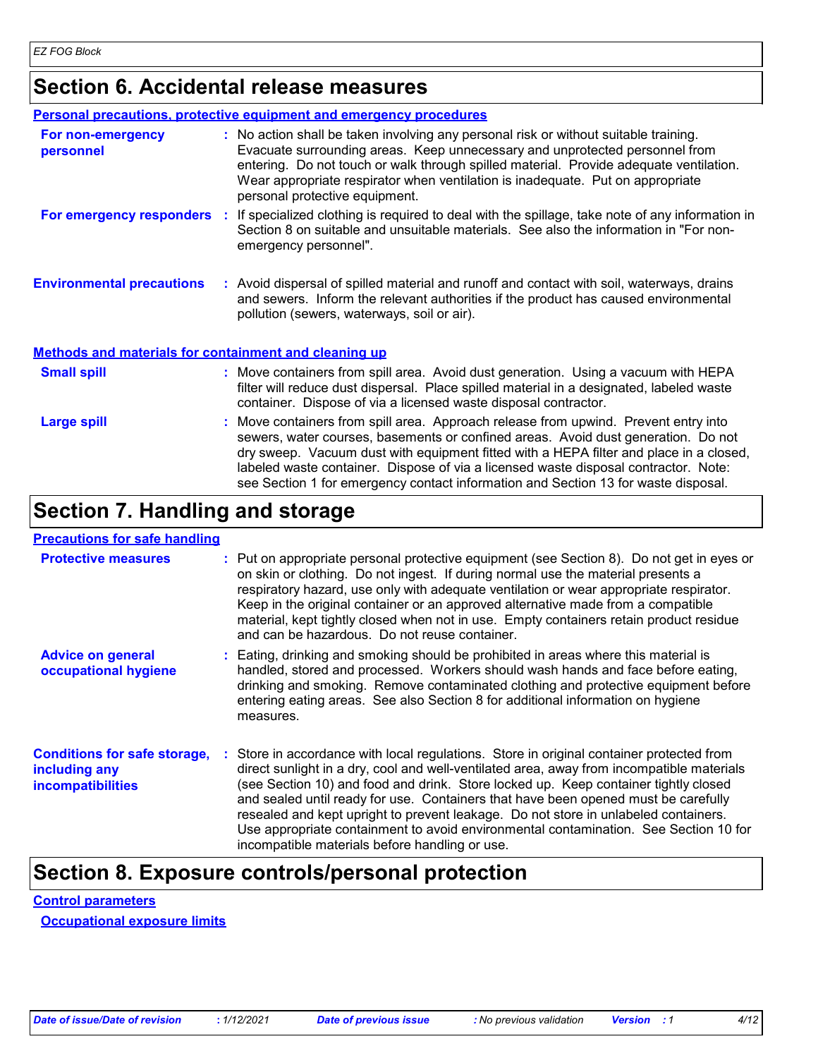# Section 6. Accidental release measures

## Personal precautions, protective equipment and emergency procedures

**For non-emergency personnel** : No action shall be taken involving any personal risk or without suitable training. Evacuate surrounding areas. Keep unnecessary and unprotected personnel from entering. Do not touch or walk through spilled material. Provide adequate ventilation. Wear appropriate respirator when ventilation is inadequate. Put on appropriate personal protective equipment.

**For emergency responders** : If specialized clothing is required to deal with the spillage, take note of any information in Section 8 on suitable and unsuitable materials. See also the information in "For non-emergency personnel".

**Environmental precautions** : Avoid dispersal of spilled material and runoff and contact with soil, waterways, drains and sewers. Inform the relevant authorities if the product has caused environmental pollution (sewers, waterways, soil or air).

## Methods and materials for containment and cleaning up

**Small spill** : Move containers from spill area. Avoid dust generation. Using a vacuum with HEPA filter will reduce dust dispersal. Place spilled material in a designated, labeled waste container. Dispose of via a licensed waste disposal contractor.

**Large spill** : Move containers from spill area. Approach release from upwind. Prevent entry into sewers, water courses, basements or confined areas. Avoid dust generation. Do not dry sweep. Vacuum dust with equipment fitted with a HEPA filter and place in a closed, labeled waste container. Dispose of via a licensed waste disposal contractor. Note: see Section 1 for emergency contact information and Section 13 for waste disposal.

# Section 7. Handling and storage

## Precautions for safe handling

**Protective measures** : Put on appropriate personal protective equipment (see Section 8). Do not get in eyes or on skin or clothing. Do not ingest. If during normal use the material presents a respiratory hazard, use only with adequate ventilation or wear appropriate respirator. Keep in the original container or an approved alternative made from a compatible material, kept tightly closed when not in use. Empty containers retain product residue and can be hazardous. Do not reuse container.

**Advice on general occupational hygiene** : Eating, drinking and smoking should be prohibited in areas where this material is handled, stored and processed. Workers should wash hands and face before eating, drinking and smoking. Remove contaminated clothing and protective equipment before entering eating areas. See also Section 8 for additional information on hygiene measures.

**Conditions for safe storage, including any incompatibilities** : Store in accordance with local regulations. Store in original container protected from direct sunlight in a dry, cool and well-ventilated area, away from incompatible materials (see Section 10) and food and drink. Store locked up. Keep container tightly closed and sealed until ready for use. Containers that have been opened must be carefully resealed and kept upright to prevent leakage. Do not store in unlabeled containers. Use appropriate containment to avoid environmental contamination. See Section 10 for incompatible materials before handling or use.

# Section 8. Exposure controls/personal protection

## Control parameters

### Occupational exposure limits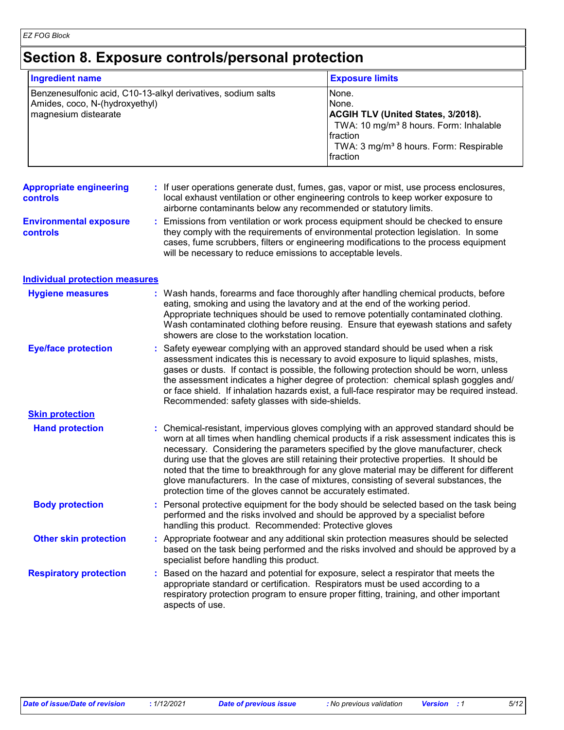# Section 8. Exposure controls/personal protection

| Ingredient name | Exposure limits |
|---|---|
| Benzenesulfonic acid, C10-13-alkyl derivatives, sodium salts | None. |
| Amides, coco, N-(hydroxyethyl) | None. |
| magnesium distearate | **ACGIH TLV (United States, 3/2018).**<br>TWA: 10 mg/m³ 8 hours. Form: Inhalable fraction<br>TWA: 3 mg/m³ 8 hours. Form: Respirable fraction |

**Appropriate engineering controls** : If user operations generate dust, fumes, gas, vapor or mist, use process enclosures, local exhaust ventilation or other engineering controls to keep worker exposure to airborne contaminants below any recommended or statutory limits.

**Environmental exposure controls** : Emissions from ventilation or work process equipment should be checked to ensure they comply with the requirements of environmental protection legislation. In some cases, fume scrubbers, filters or engineering modifications to the process equipment will be necessary to reduce emissions to acceptable levels.

## Individual protection measures

**Hygiene measures** : Wash hands, forearms and face thoroughly after handling chemical products, before eating, smoking and using the lavatory and at the end of the working period. Appropriate techniques should be used to remove potentially contaminated clothing. Wash contaminated clothing before reusing. Ensure that eyewash stations and safety showers are close to the workstation location.

**Eye/face protection** : Safety eyewear complying with an approved standard should be used when a risk assessment indicates this is necessary to avoid exposure to liquid splashes, mists, gases or dusts. If contact is possible, the following protection should be worn, unless the assessment indicates a higher degree of protection: chemical splash goggles and/ or face shield. If inhalation hazards exist, a full-face respirator may be required instead. Recommended: safety glasses with side-shields.

### Skin protection

**Hand protection** : Chemical-resistant, impervious gloves complying with an approved standard should be worn at all times when handling chemical products if a risk assessment indicates this is necessary. Considering the parameters specified by the glove manufacturer, check during use that the gloves are still retaining their protective properties. It should be noted that the time to breakthrough for any glove material may be different for different glove manufacturers. In the case of mixtures, consisting of several substances, the protection time of the gloves cannot be accurately estimated.

**Body protection** : Personal protective equipment for the body should be selected based on the task being performed and the risks involved and should be approved by a specialist before handling this product. Recommended: Protective gloves

**Other skin protection** : Appropriate footwear and any additional skin protection measures should be selected based on the task being performed and the risks involved and should be approved by a specialist before handling this product.

**Respiratory protection** : Based on the hazard and potential for exposure, select a respirator that meets the appropriate standard or certification. Respirators must be used according to a respiratory protection program to ensure proper fitting, training, and other important aspects of use.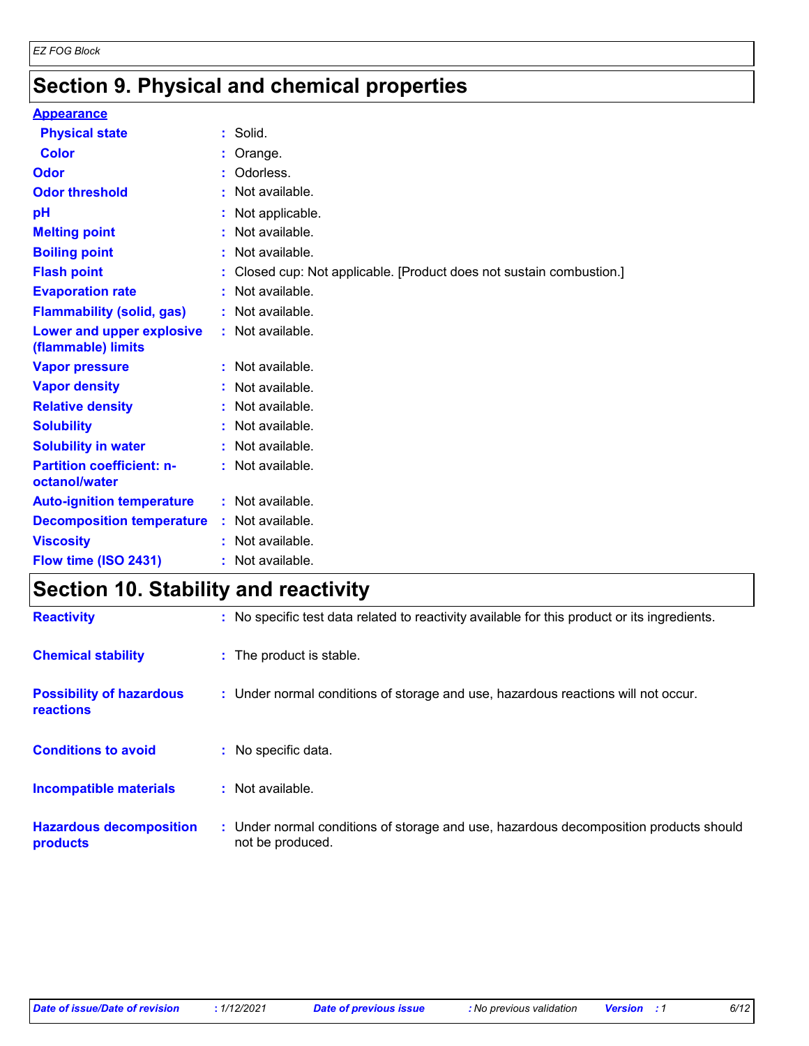## Section 9. Physical and chemical properties

**Appearance**

| | | |
|---|---|---|
| **Physical state** | : | Solid. |
| **Color** | : | Orange. |
| **Odor** | : | Odorless. |
| **Odor threshold** | : | Not available. |
| **pH** | : | Not applicable. |
| **Melting point** | : | Not available. |
| **Boiling point** | : | Not available. |
| **Flash point** | : | Closed cup: Not applicable. [Product does not sustain combustion.] |
| **Evaporation rate** | : | Not available. |
| **Flammability (solid, gas)** | : | Not available. |
| **Lower and upper explosive (flammable) limits** | : | Not available. |
| **Vapor pressure** | : | Not available. |
| **Vapor density** | : | Not available. |
| **Relative density** | : | Not available. |
| **Solubility** | : | Not available. |
| **Solubility in water** | : | Not available. |
| **Partition coefficient: n-octanol/water** | : | Not available. |
| **Auto-ignition temperature** | : | Not available. |
| **Decomposition temperature** | : | Not available. |
| **Viscosity** | : | Not available. |
| **Flow time (ISO 2431)** | : | Not available. |

## Section 10. Stability and reactivity

| | | |
|---|---|---|
| **Reactivity** | : | No specific test data related to reactivity available for this product or its ingredients. |
| **Chemical stability** | : | The product is stable. |
| **Possibility of hazardous reactions** | : | Under normal conditions of storage and use, hazardous reactions will not occur. |
| **Conditions to avoid** | : | No specific data. |
| **Incompatible materials** | : | Not available. |
| **Hazardous decomposition products** | : | Under normal conditions of storage and use, hazardous decomposition products should not be produced. |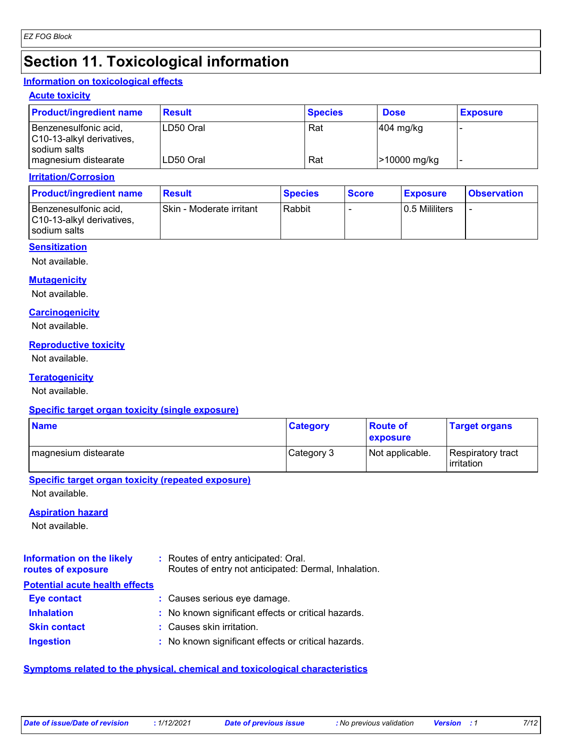# Section 11. Toxicological information

## Information on toxicological effects

### Acute toxicity

| Product/ingredient name | Result | Species | Dose | Exposure |
|---|---|---|---|---|
| Benzenesulfonic acid, C10-13-alkyl derivatives, sodium salts | LD50 Oral | Rat | 404 mg/kg | - |
| magnesium distearate | LD50 Oral | Rat | >10000 mg/kg | - |

### Irritation/Corrosion

| Product/ingredient name | Result | Species | Score | Exposure | Observation |
|---|---|---|---|---|---|
| Benzenesulfonic acid, C10-13-alkyl derivatives, sodium salts | Skin - Moderate irritant | Rabbit | - | 0.5 Mililiters | - |

### Sensitization

Not available.

### Mutagenicity

Not available.

### Carcinogenicity

Not available.

### Reproductive toxicity

Not available.

### Teratogenicity

Not available.

### Specific target organ toxicity (single exposure)

| Name | Category | Route of exposure | Target organs |
|---|---|---|---|
| magnesium distearate | Category 3 | Not applicable. | Respiratory tract irritation |

### Specific target organ toxicity (repeated exposure)

Not available.

### Aspiration hazard

Not available.

**Information on the likely routes of exposure** : Routes of entry anticipated: Oral.
Routes of entry not anticipated: Dermal, Inhalation.

## Potential acute health effects

**Eye contact** : Causes serious eye damage.

**Inhalation** : No known significant effects or critical hazards.

**Skin contact** : Causes skin irritation.

**Ingestion** : No known significant effects or critical hazards.

## Symptoms related to the physical, chemical and toxicological characteristics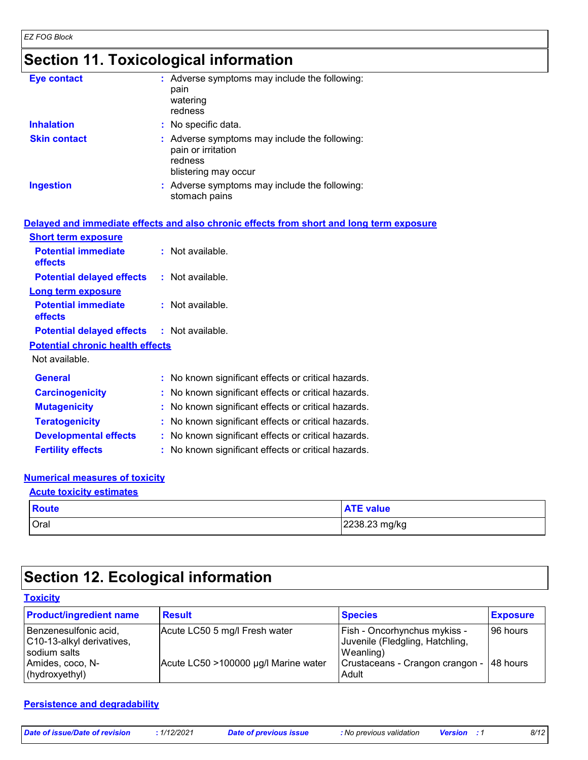# Section 11. Toxicological information

**Eye contact** : Adverse symptoms may include the following:
pain
watering
redness

**Inhalation** : No specific data.

**Skin contact** : Adverse symptoms may include the following:
pain or irritation
redness
blistering may occur

**Ingestion** : Adverse symptoms may include the following:
stomach pains

## Delayed and immediate effects and also chronic effects from short and long term exposure

### Short term exposure

**Potential immediate effects** : Not available.

**Potential delayed effects** : Not available.

### Long term exposure

**Potential immediate effects** : Not available.

**Potential delayed effects** : Not available.

### Potential chronic health effects

Not available.

**General** : No known significant effects or critical hazards.

**Carcinogenicity** : No known significant effects or critical hazards.

**Mutagenicity** : No known significant effects or critical hazards.

**Teratogenicity** : No known significant effects or critical hazards.

**Developmental effects** : No known significant effects or critical hazards.

**Fertility effects** : No known significant effects or critical hazards.

## Numerical measures of toxicity

### Acute toxicity estimates

| Route | ATE value |
|---|---|
| Oral | 2238.23 mg/kg |

# Section 12. Ecological information

## Toxicity

| Product/ingredient name | Result | Species | Exposure |
|---|---|---|---|
| Benzenesulfonic acid, C10-13-alkyl derivatives, sodium salts | Acute LC50 5 mg/l Fresh water | Fish - Oncorhynchus mykiss - Juvenile (Fledgling, Hatchling, Weanling) | 96 hours |
| Amides, coco, N-(hydroxyethyl) | Acute LC50 >100000 µg/l Marine water | Crustaceans - Crangon crangon - Adult | 48 hours |

## Persistence and degradability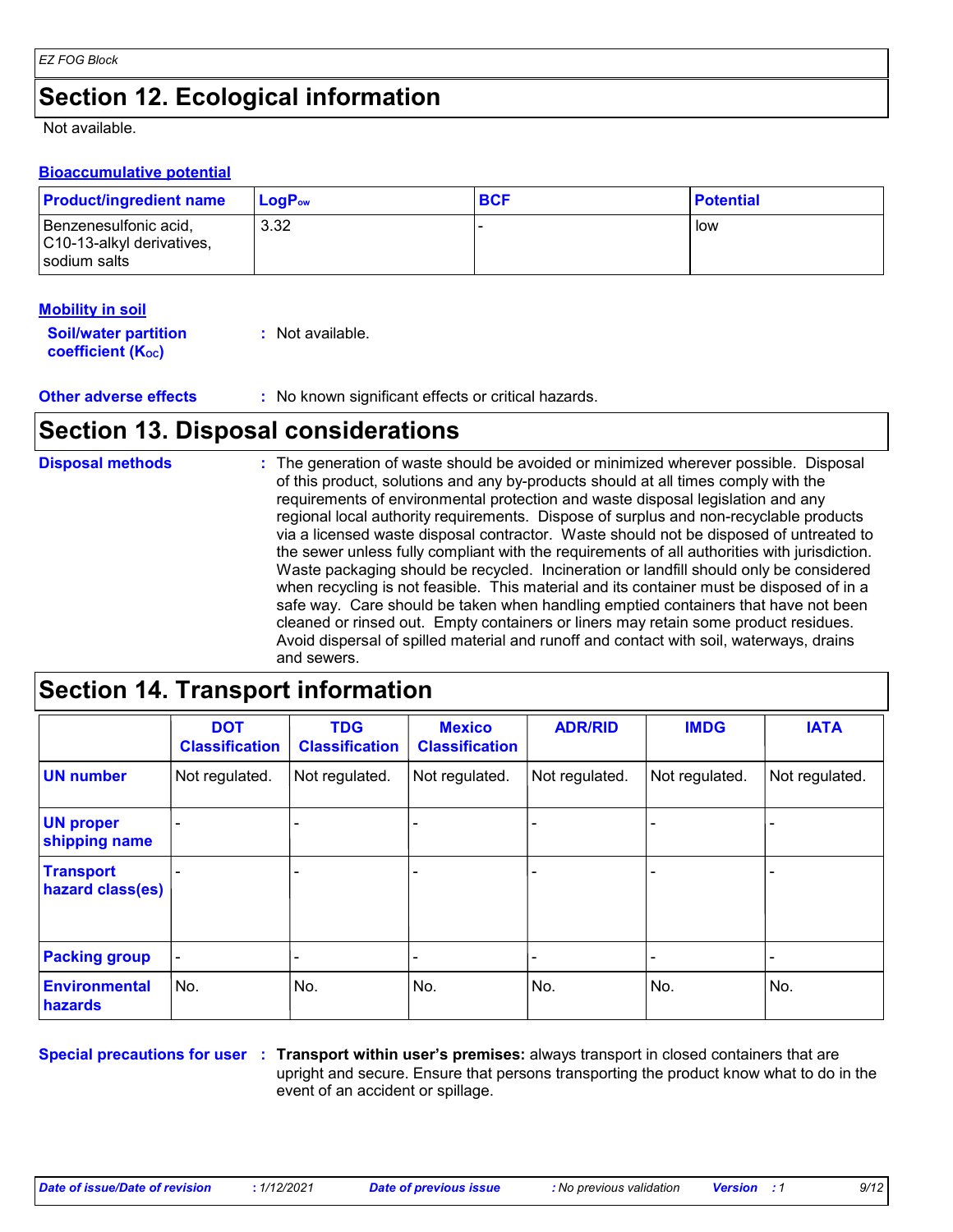## Section 12. Ecological information

Not available.

### Bioaccumulative potential

| Product/ingredient name | $LogP_{ow}$ | BCF | Potential |
|---|---|---|---|
| Benzenesulfonic acid, C10-13-alkyl derivatives, sodium salts | 3.32 | - | low |

### Mobility in soil

**Soil/water partition coefficient ($K_{OC}$)** : Not available.

**Other adverse effects** : No known significant effects or critical hazards.

## Section 13. Disposal considerations

**Disposal methods** : The generation of waste should be avoided or minimized wherever possible. Disposal of this product, solutions and any by-products should at all times comply with the requirements of environmental protection and waste disposal legislation and any regional local authority requirements. Dispose of surplus and non-recyclable products via a licensed waste disposal contractor. Waste should not be disposed of untreated to the sewer unless fully compliant with the requirements of all authorities with jurisdiction. Waste packaging should be recycled. Incineration or landfill should only be considered when recycling is not feasible. This material and its container must be disposed of in a safe way. Care should be taken when handling emptied containers that have not been cleaned or rinsed out. Empty containers or liners may retain some product residues. Avoid dispersal of spilled material and runoff and contact with soil, waterways, drains and sewers.

## Section 14. Transport information

| | DOT Classification | TDG Classification | Mexico Classification | ADR/RID | IMDG | IATA |
|---|---|---|---|---|---|---|
| **UN number** | Not regulated. | Not regulated. | Not regulated. | Not regulated. | Not regulated. | Not regulated. |
| **UN proper shipping name** | - | - | - | - | - | - |
| **Transport hazard class(es)** | - | - | - | - | - | - |
| **Packing group** | - | - | - | - | - | - |
| **Environmental hazards** | No. | No. | No. | No. | No. | No. |

**Special precautions for user** : **Transport within user's premises:** always transport in closed containers that are upright and secure. Ensure that persons transporting the product know what to do in the event of an accident or spillage.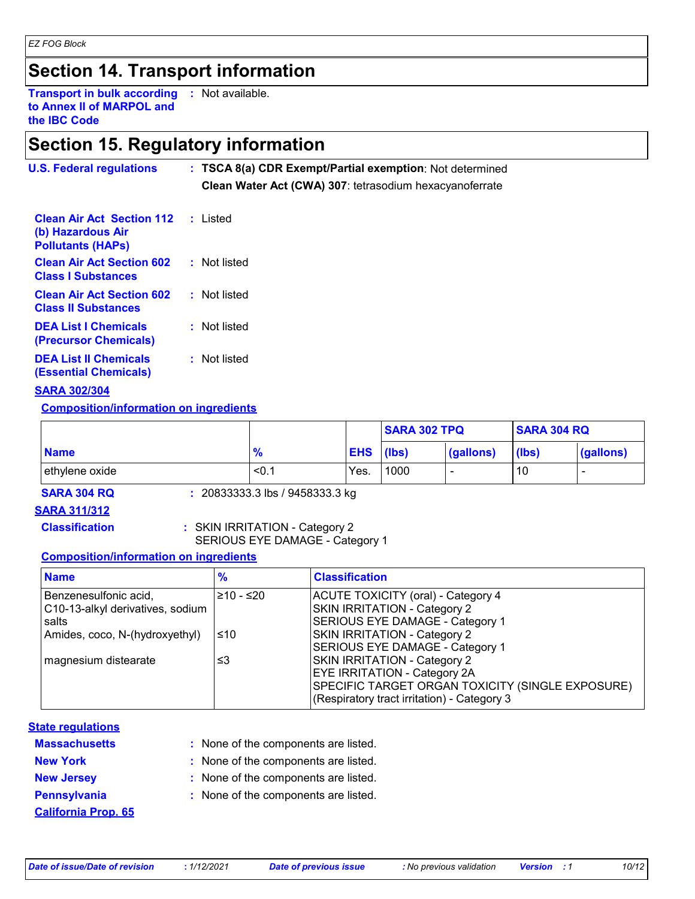## Section 14. Transport information

**Transport in bulk according to Annex II of MARPOL and the IBC Code** : Not available.

## Section 15. Regulatory information

**U.S. Federal regulations** : **TSCA 8(a) CDR Exempt/Partial exemption**: Not determined

**Clean Water Act (CWA) 307**: tetrasodium hexacyanoferrate

**Clean Air Act Section 112 (b) Hazardous Air Pollutants (HAPs)** : Listed

**Clean Air Act Section 602 Class I Substances** : Not listed

**Clean Air Act Section 602 Class II Substances** : Not listed

**DEA List I Chemicals (Precursor Chemicals)** : Not listed

**DEA List II Chemicals (Essential Chemicals)** : Not listed

**SARA 302/304**

**Composition/information on ingredients**

| | | | SARA 302 TPQ | | SARA 304 RQ | |
|---|---|---|---|---|---|---|
| **Name** | **%** | **EHS** | **(lbs)** | **(gallons)** | **(lbs)** | **(gallons)** |
| ethylene oxide | <0.1 | Yes. | 1000 | - | 10 | - |

**SARA 304 RQ** : 20833333.3 lbs / 9458333.3 kg

**SARA 311/312**

**Classification** : SKIN IRRITATION - Category 2
SERIOUS EYE DAMAGE - Category 1

**Composition/information on ingredients**

| Name | % | Classification |
|---|---|---|
| Benzenesulfonic acid, C10-13-alkyl derivatives, sodium salts | ≥10 - ≤20 | ACUTE TOXICITY (oral) - Category 4<br>SKIN IRRITATION - Category 2<br>SERIOUS EYE DAMAGE - Category 1 |
| Amides, coco, N-(hydroxyethyl) | ≤10 | SKIN IRRITATION - Category 2<br>SERIOUS EYE DAMAGE - Category 1 |
| magnesium distearate | ≤3 | SKIN IRRITATION - Category 2<br>EYE IRRITATION - Category 2A<br>SPECIFIC TARGET ORGAN TOXICITY (SINGLE EXPOSURE) (Respiratory tract irritation) - Category 3 |

**State regulations**

**Massachusetts** : None of the components are listed.

**New York** : None of the components are listed.

**New Jersey** : None of the components are listed.

**Pennsylvania** : None of the components are listed.

**California Prop. 65**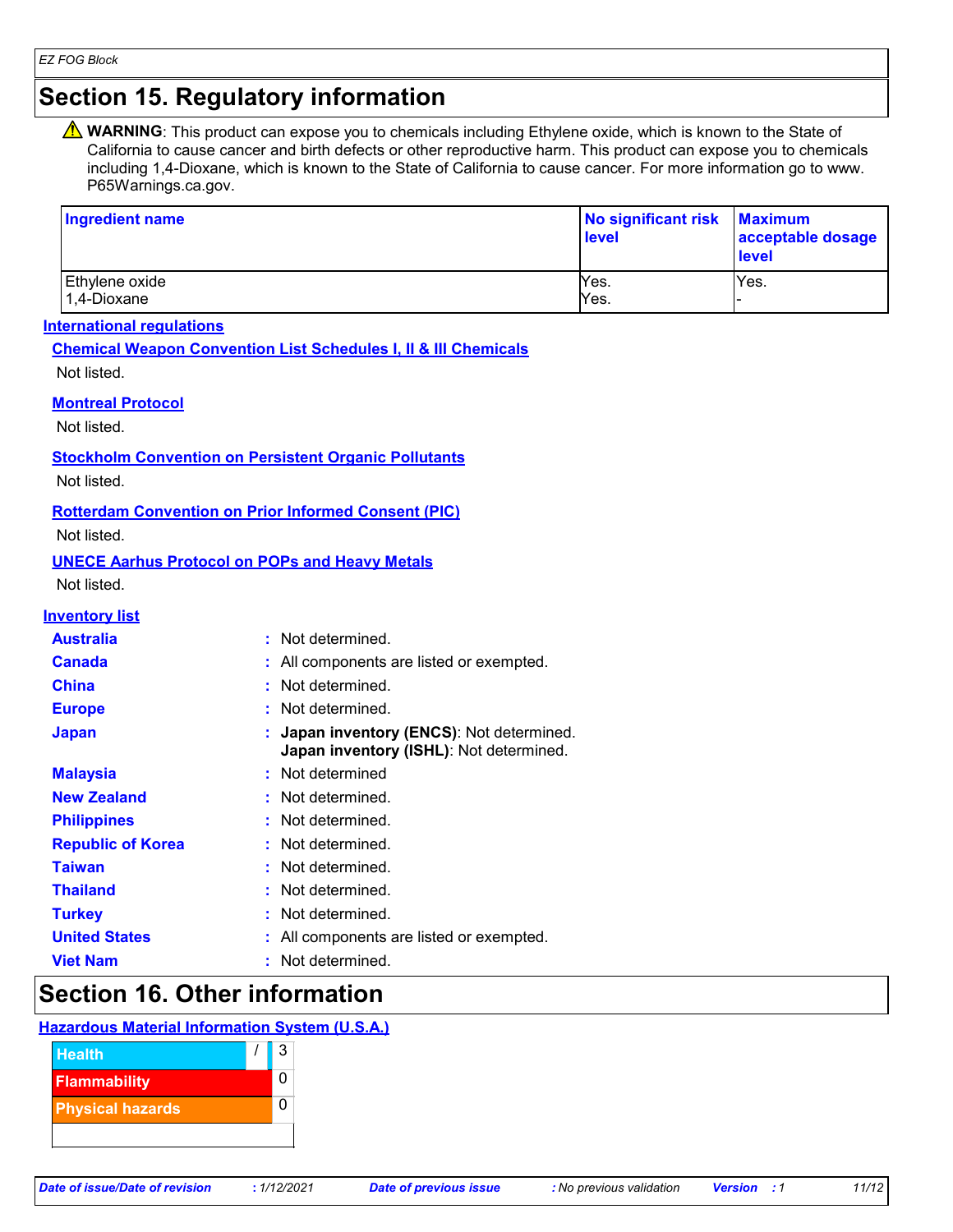# Section 15. Regulatory information

⚠ **WARNING**: This product can expose you to chemicals including Ethylene oxide, which is known to the State of California to cause cancer and birth defects or other reproductive harm. This product can expose you to chemicals including 1,4-Dioxane, which is known to the State of California to cause cancer. For more information go to www. P65Warnings.ca.gov.

| Ingredient name | No significant risk level | Maximum acceptable dosage level |
|---|---|---|
| Ethylene oxide | Yes. | Yes. |
| 1,4-Dioxane | Yes. | - |

**International regulations**

**Chemical Weapon Convention List Schedules I, II & III Chemicals**

Not listed.

**Montreal Protocol**

Not listed.

**Stockholm Convention on Persistent Organic Pollutants**

Not listed.

**Rotterdam Convention on Prior Informed Consent (PIC)**

Not listed.

**UNECE Aarhus Protocol on POPs and Heavy Metals**

Not listed.

**Inventory list**

**Australia** : Not determined.

**Canada** : All components are listed or exempted.

**China** : Not determined.

**Europe** : Not determined.

**Japan** : **Japan inventory (ENCS)**: Not determined.
**Japan inventory (ISHL)**: Not determined.

**Malaysia** : Not determined

**New Zealand** : Not determined.

**Philippines** : Not determined.

**Republic of Korea** : Not determined.

**Taiwan** : Not determined.

**Thailand** : Not determined.

**Turkey** : Not determined.

**United States** : All components are listed or exempted.

**Viet Nam** : Not determined.

# Section 16. Other information

**Hazardous Material Information System (U.S.A.)**

| | | |
|---|---|---|
| Health | / | 3 |
| Flammability | | 0 |
| Physical hazards | | 0 |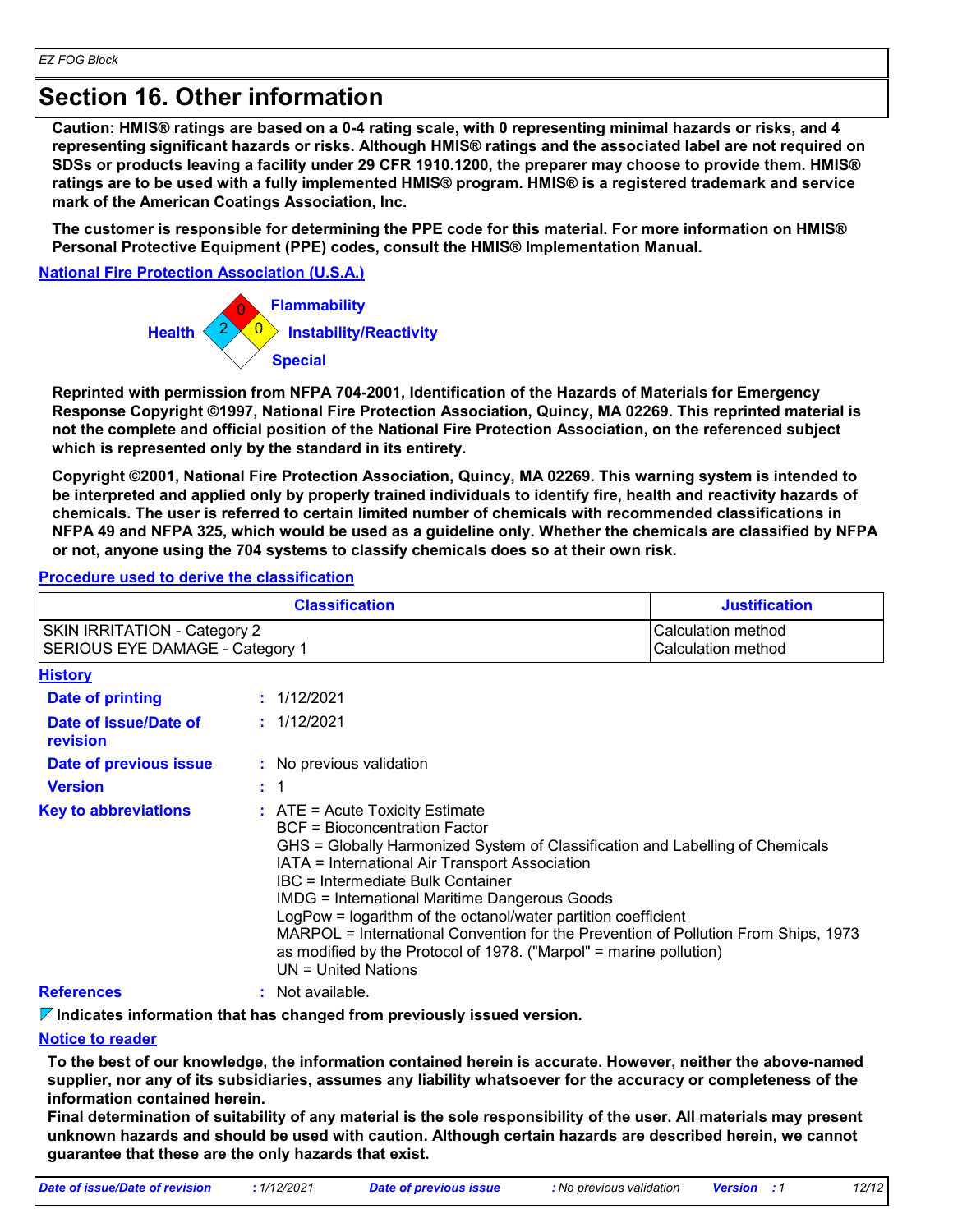# Section 16. Other information

**Caution: HMIS® ratings are based on a 0-4 rating scale, with 0 representing minimal hazards or risks, and 4 representing significant hazards or risks. Although HMIS® ratings and the associated label are not required on SDSs or products leaving a facility under 29 CFR 1910.1200, the preparer may choose to provide them. HMIS® ratings are to be used with a fully implemented HMIS® program. HMIS® is a registered trademark and service mark of the American Coatings Association, Inc.**

**The customer is responsible for determining the PPE code for this material. For more information on HMIS® Personal Protective Equipment (PPE) codes, consult the HMIS® Implementation Manual.**

**National Fire Protection Association (U.S.A.)**

Flammability 0
Health 2
Instability/Reactivity 0
Special

**Reprinted with permission from NFPA 704-2001, Identification of the Hazards of Materials for Emergency Response Copyright ©1997, National Fire Protection Association, Quincy, MA 02269. This reprinted material is not the complete and official position of the National Fire Protection Association, on the referenced subject which is represented only by the standard in its entirety.**

**Copyright ©2001, National Fire Protection Association, Quincy, MA 02269. This warning system is intended to be interpreted and applied only by properly trained individuals to identify fire, health and reactivity hazards of chemicals. The user is referred to certain limited number of chemicals with recommended classifications in NFPA 49 and NFPA 325, which would be used as a guideline only. Whether the chemicals are classified by NFPA or not, anyone using the 704 systems to classify chemicals does so at their own risk.**

**Procedure used to derive the classification**

| Classification | Justification |
|---|---|
| SKIN IRRITATION - Category 2<br>SERIOUS EYE DAMAGE - Category 1 | Calculation method<br>Calculation method |

**History**

**Date of printing** : 1/12/2021

**Date of issue/Date of revision** : 1/12/2021

**Date of previous issue** : No previous validation

**Version** : 1

**Key to abbreviations** :
ATE = Acute Toxicity Estimate
BCF = Bioconcentration Factor
GHS = Globally Harmonized System of Classification and Labelling of Chemicals
IATA = International Air Transport Association
IBC = Intermediate Bulk Container
IMDG = International Maritime Dangerous Goods
LogPow = logarithm of the octanol/water partition coefficient
MARPOL = International Convention for the Prevention of Pollution From Ships, 1973 as modified by the Protocol of 1978. ("Marpol" = marine pollution)
UN = United Nations

**References** : Not available.

**Indicates information that has changed from previously issued version.**

**Notice to reader**

**To the best of our knowledge, the information contained herein is accurate. However, neither the above-named supplier, nor any of its subsidiaries, assumes any liability whatsoever for the accuracy or completeness of the information contained herein.**
**Final determination of suitability of any material is the sole responsibility of the user. All materials may present unknown hazards and should be used with caution. Although certain hazards are described herein, we cannot guarantee that these are the only hazards that exist.**